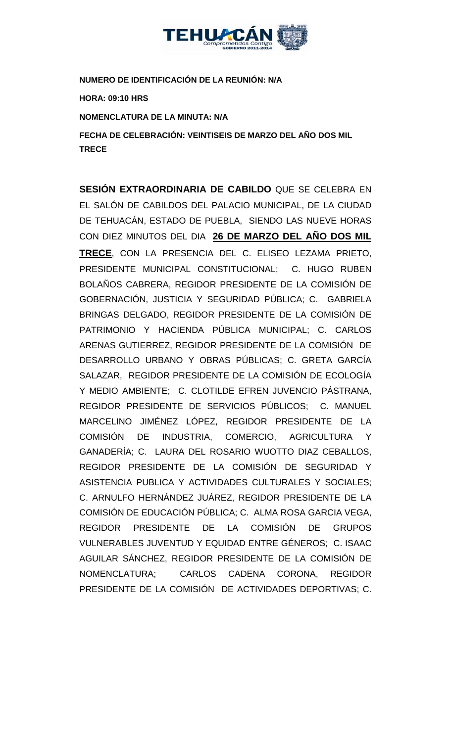**NUMERO DE IDENTIFICACIÓN DE LA REUNIÓN: N/A**

**HORA: 09:10 HRS**

**NOMENCLATURA DE LA MINUTA: N/A**

**FECHA DE CELEBRACIÓN: VEINTISEIS DE MARZO DEL AÑO DOS MIL TRECE**

**SESIÓN EXTRAORDINARIA DE CABILDO** QUE SE CELEBRA EN EL SALÓN DE CABILDOS DEL PALACIO MUNICIPAL, DE LA CIUDAD DE TEHUACÁN, ESTADO DE PUEBLA, SIENDO LAS NUEVE HORAS CON DIEZ MINUTOS DEL DIA **26 DE MARZO DEL AÑO DOS MIL TRECE**, CON LA PRESENCIA DEL C. ELISEO LEZAMA PRIETO, PRESIDENTE MUNICIPAL CONSTITUCIONAL; C. HUGO RUBEN BOLAÑOS CABRERA, REGIDOR PRESIDENTE DE LA COMISIÓN DE GOBERNACIÓN, JUSTICIA Y SEGURIDAD PÚBLICA; C. GABRIELA BRINGAS DELGADO, REGIDOR PRESIDENTE DE LA COMISIÓN DE PATRIMONIO Y HACIENDA PÚBLICA MUNICIPAL; C. CARLOS ARENAS GUTIERREZ, REGIDOR PRESIDENTE DE LA COMISIÓN DE DESARROLLO URBANO Y OBRAS PÚBLICAS; C. GRETA GARCÍA SALAZAR, REGIDOR PRESIDENTE DE LA COMISIÓN DE ECOLOGÍA Y MEDIO AMBIENTE; C. CLOTILDE EFREN JUVENCIO PÁSTRANA, REGIDOR PRESIDENTE DE SERVICIOS PÚBLICOS; C. MANUEL MARCELINO JIMÉNEZ LÓPEZ, REGIDOR PRESIDENTE DE LA COMISIÓN DE INDUSTRIA, COMERCIO, AGRICULTURA Y GANADERÍA; C. LAURA DEL ROSARIO WUOTTO DIAZ CEBALLOS, REGIDOR PRESIDENTE DE LA COMISIÓN DE SEGURIDAD Y ASISTENCIA PUBLICA Y ACTIVIDADES CULTURALES Y SOCIALES; C. ARNULFO HERNÁNDEZ JUÁREZ, REGIDOR PRESIDENTE DE LA COMISIÓN DE EDUCACIÓN PÚBLICA; C. ALMA ROSA GARCIA VEGA, REGIDOR PRESIDENTE DE LA COMISIÓN DE GRUPOS VULNERABLES JUVENTUD Y EQUIDAD ENTRE GÉNEROS; C. ISAAC AGUILAR SÁNCHEZ, REGIDOR PRESIDENTE DE LA COMISIÓN DE NOMENCLATURA; CARLOS CADENA CORONA, REGIDOR PRESIDENTE DE LA COMISIÓN DE ACTIVIDADES DEPORTIVAS; C.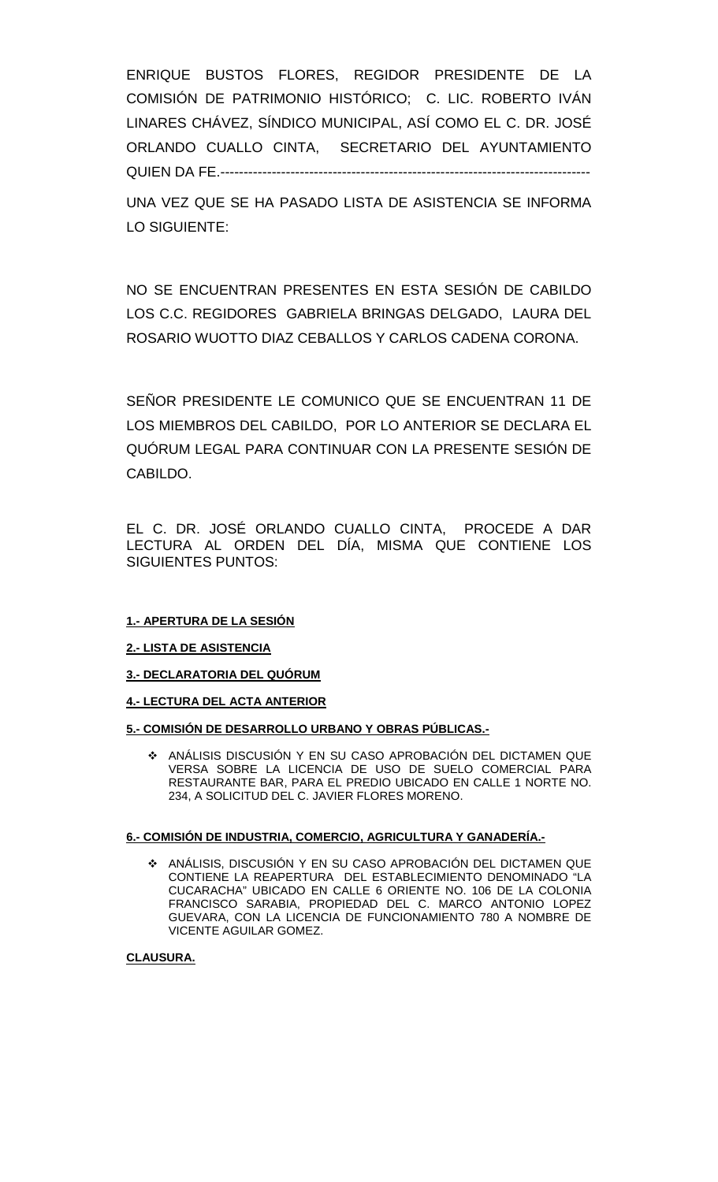ENRIQUE BUSTOS FLORES, REGIDOR PRESIDENTE DE LA COMISIÓN DE PATRIMONIO HISTÓRICO; C. LIC. ROBERTO IVÁN LINARES CHÁVEZ, SÍNDICO MUNICIPAL, ASÍ COMO EL C. DR. JOSÉ ORLANDO CUALLO CINTA, SECRETARIO DEL AYUNTAMIENTO QUIEN DA FE.-------------------------------------------------------------------------------

UNA VEZ QUE SE HA PASADO LISTA DE ASISTENCIA SE INFORMA LO SIGUIENTE:

NO SE ENCUENTRAN PRESENTES EN ESTA SESIÓN DE CABILDO LOS C.C. REGIDORES GABRIELA BRINGAS DELGADO, LAURA DEL ROSARIO WUOTTO DIAZ CEBALLOS Y CARLOS CADENA CORONA.

SEÑOR PRESIDENTE LE COMUNICO QUE SE ENCUENTRAN 11 DE LOS MIEMBROS DEL CABILDO, POR LO ANTERIOR SE DECLARA EL QUÓRUM LEGAL PARA CONTINUAR CON LA PRESENTE SESIÓN DE CABILDO.

EL C. DR. JOSÉ ORLANDO CUALLO CINTA, PROCEDE A DAR LECTURA AL ORDEN DEL DÍA, MISMA QUE CONTIENE LOS SIGUIENTES PUNTOS:

**1.- APERTURA DE LA SESIÓN**

**2.- LISTA DE ASISTENCIA**

**3.- DECLARATORIA DEL QUÓRUM**

**4.- LECTURA DEL ACTA ANTERIOR**

**5.- COMISIÓN DE DESARROLLO URBANO Y OBRAS PÚBLICAS.-**

- ANÁLISIS DISCUSIÓN Y EN SU CASO APROBACIÓN DEL DICTAMEN QUE VERSA SOBRE LA LICENCIA DE USO DE SUELO COMERCIAL PARA RESTAURANTE BAR, PARA EL PREDIO UBICADO EN CALLE 1 NORTE NO. 234, A SOLICITUD DEL C. JAVIER FLORES MORENO.

**6.- COMISIÓN DE INDUSTRIA, COMERCIO, AGRICULTURA Y GANADERÍA.-**

- ANÁLISIS, DISCUSIÓN Y EN SU CASO APROBACIÓN DEL DICTAMEN QUE CONTIENE LA REAPERTURA DEL ESTABLECIMIENTO DENOMINADO “LA CUCARACHA” UBICADO EN CALLE 6 ORIENTE NO. 106 DE LA COLONIA FRANCISCO SARABIA, PROPIEDAD DEL C. MARCO ANTONIO LOPEZ GUEVARA, CON LA LICENCIA DE FUNCIONAMIENTO 780 A NOMBRE DE VICENTE AGUILAR GOMEZ.

**CLAUSURA.**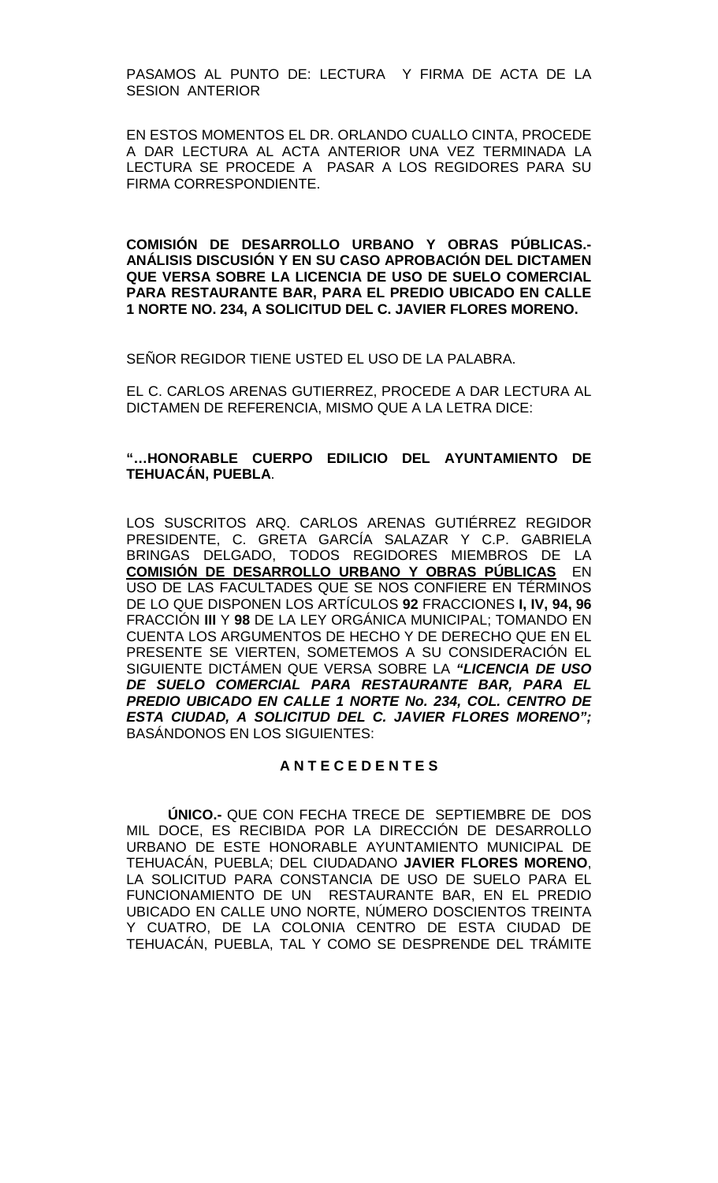PASAMOS AL PUNTO DE: LECTURA Y FIRMA DE ACTA DE LA SESION ANTERIOR

EN ESTOS MOMENTOS EL DR. ORLANDO CUALLO CINTA, PROCEDE A DAR LECTURA AL ACTA ANTERIOR UNA VEZ TERMINADA LA LECTURA SE PROCEDE A PASAR A LOS REGIDORES PARA SU FIRMA CORRESPONDIENTE.

**COMISIÓN DE DESARROLLO URBANO Y OBRAS PÚBLICAS.- ANÁLISIS DISCUSIÓN Y EN SU CASO APROBACIÓN DEL DICTAMEN QUE VERSA SOBRE LA LICENCIA DE USO DE SUELO COMERCIAL PARA RESTAURANTE BAR, PARA EL PREDIO UBICADO EN CALLE 1 NORTE NO. 234, A SOLICITUD DEL C. JAVIER FLORES MORENO.**

SEÑOR REGIDOR TIENE USTED EL USO DE LA PALABRA.

EL C. CARLOS ARENAS GUTIERREZ, PROCEDE A DAR LECTURA AL DICTAMEN DE REFERENCIA, MISMO QUE A LA LETRA DICE:

**"…HONORABLE CUERPO EDILICIO DEL AYUNTAMIENTO DE TEHUACÁN, PUEBLA**.

LOS SUSCRITOS ARQ. CARLOS ARENAS GUTIÉRREZ REGIDOR PRESIDENTE, C. GRETA GARCÍA SALAZAR Y C.P. GABRIELA BRINGAS DELGADO, TODOS REGIDORES MIEMBROS DE LA **COMISIÓN DE DESARROLLO URBANO Y OBRAS PÚBLICAS** EN USO DE LAS FACULTADES QUE SE NOS CONFIERE EN TÉRMINOS DE LO QUE DISPONEN LOS ARTÍCULOS **92** FRACCIONES **I, IV, 94, 96** FRACCIÓN **III** Y **98** DE LA LEY ORGÁNICA MUNICIPAL; TOMANDO EN CUENTA LOS ARGUMENTOS DE HECHO Y DE DERECHO QUE EN EL PRESENTE SE VIERTEN, SOMETEMOS A SU CONSIDERACIÓN EL SIGUIENTE DICTÁMEN QUE VERSA SOBRE LA ***"LICENCIA DE USO DE SUELO COMERCIAL PARA RESTAURANTE BAR, PARA EL PREDIO UBICADO EN CALLE 1 NORTE No. 234, COL. CENTRO DE ESTA CIUDAD, A SOLICITUD DEL C. JAVIER FLORES MORENO";*** BASÁNDONOS EN LOS SIGUIENTES:

**A N T E C E D E N T E S**

**ÚNICO.-** QUE CON FECHA TRECE DE SEPTIEMBRE DE DOS MIL DOCE, ES RECIBIDA POR LA DIRECCIÓN DE DESARROLLO URBANO DE ESTE HONORABLE AYUNTAMIENTO MUNICIPAL DE TEHUACÁN, PUEBLA; DEL CIUDADANO **JAVIER FLORES MORENO**, LA SOLICITUD PARA CONSTANCIA DE USO DE SUELO PARA EL FUNCIONAMIENTO DE UN RESTAURANTE BAR, EN EL PREDIO UBICADO EN CALLE UNO NORTE, NÚMERO DOSCIENTOS TREINTA Y CUATRO, DE LA COLONIA CENTRO DE ESTA CIUDAD DE TEHUACÁN, PUEBLA, TAL Y COMO SE DESPRENDE DEL TRÁMITE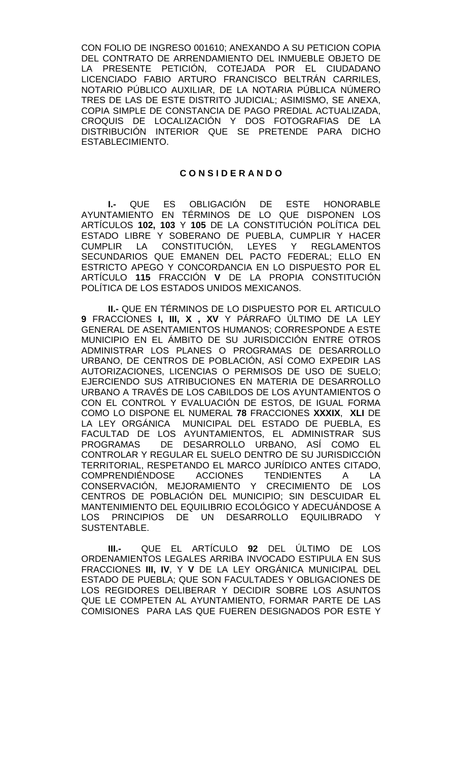CON FOLIO DE INGRESO 001610; ANEXANDO A SU PETICION COPIA DEL CONTRATO DE ARRENDAMIENTO DEL INMUEBLE OBJETO DE LA PRESENTE PETICIÓN, COTEJADA POR EL CIUDADANO LICENCIADO FABIO ARTURO FRANCISCO BELTRÁN CARRILES, NOTARIO PÚBLICO AUXILIAR, DE LA NOTARIA PÚBLICA NÚMERO TRES DE LAS DE ESTE DISTRITO JUDICIAL; ASIMISMO, SE ANEXA, COPIA SIMPLE DE CONSTANCIA DE PAGO PREDIAL ACTUALIZADA, CROQUIS DE LOCALIZACIÓN Y DOS FOTOGRAFIAS DE LA DISTRIBUCIÓN INTERIOR QUE SE PRETENDE PARA DICHO ESTABLECIMIENTO.

**C O N S I D E R A N D O**

**I.-** QUE ES OBLIGACIÓN DE ESTE HONORABLE AYUNTAMIENTO EN TÉRMINOS DE LO QUE DISPONEN LOS ARTÍCULOS **102, 103** Y **105** DE LA CONSTITUCIÓN POLÍTICA DEL ESTADO LIBRE Y SOBERANO DE PUEBLA, CUMPLIR Y HACER CUMPLIR LA CONSTITUCIÓN, LEYES Y REGLAMENTOS SECUNDARIOS QUE EMANEN DEL PACTO FEDERAL; ELLO EN ESTRICTO APEGO Y CONCORDANCIA EN LO DISPUESTO POR EL ARTÍCULO **115** FRACCIÓN **V** DE LA PROPIA CONSTITUCIÓN POLÍTICA DE LOS ESTADOS UNIDOS MEXICANOS.

**II.-** QUE EN TÉRMINOS DE LO DISPUESTO POR EL ARTICULO **9** FRACCIONES **I, III, X , XV** Y PÁRRAFO ÚLTIMO DE LA LEY GENERAL DE ASENTAMIENTOS HUMANOS; CORRESPONDE A ESTE MUNICIPIO EN EL ÁMBITO DE SU JURISDICCIÓN ENTRE OTROS ADMINISTRAR LOS PLANES O PROGRAMAS DE DESARROLLO URBANO, DE CENTROS DE POBLACIÓN, ASÍ COMO EXPEDIR LAS AUTORIZACIONES, LICENCIAS O PERMISOS DE USO DE SUELO; EJERCIENDO SUS ATRIBUCIONES EN MATERIA DE DESARROLLO URBANO A TRAVÉS DE LOS CABILDOS DE LOS AYUNTAMIENTOS O CON EL CONTROL Y EVALUACIÓN DE ESTOS, DE IGUAL FORMA COMO LO DISPONE EL NUMERAL **78** FRACCIONES **XXXIX**, **XLI** DE LA LEY ORGÁNICA MUNICIPAL DEL ESTADO DE PUEBLA, ES FACULTAD DE LOS AYUNTAMIENTOS, EL ADMINISTRAR SUS PROGRAMAS DE DESARROLLO URBANO, ASÍ COMO EL CONTROLAR Y REGULAR EL SUELO DENTRO DE SU JURISDICCIÓN TERRITORIAL, RESPETANDO EL MARCO JURÍDICO ANTES CITADO, COMPRENDIÉNDOSE ACCIONES TENDIENTES A LA CONSERVACIÓN, MEJORAMIENTO Y CRECIMIENTO DE LOS CENTROS DE POBLACIÓN DEL MUNICIPIO; SIN DESCUIDAR EL MANTENIMIENTO DEL EQUILIBRIO ECOLÓGICO Y ADECUÁNDOSE A LOS PRINCIPIOS DE UN DESARROLLO EQUILIBRADO Y SUSTENTABLE.

**III.-** QUE EL ARTÍCULO **92** DEL ÚLTIMO DE LOS ORDENAMIENTOS LEGALES ARRIBA INVOCADO ESTIPULA EN SUS FRACCIONES **III, IV**, Y **V** DE LA LEY ORGÁNICA MUNICIPAL DEL ESTADO DE PUEBLA; QUE SON FACULTADES Y OBLIGACIONES DE LOS REGIDORES DELIBERAR Y DECIDIR SOBRE LOS ASUNTOS QUE LE COMPETEN AL AYUNTAMIENTO, FORMAR PARTE DE LAS COMISIONES PARA LAS QUE FUEREN DESIGNADOS POR ESTE Y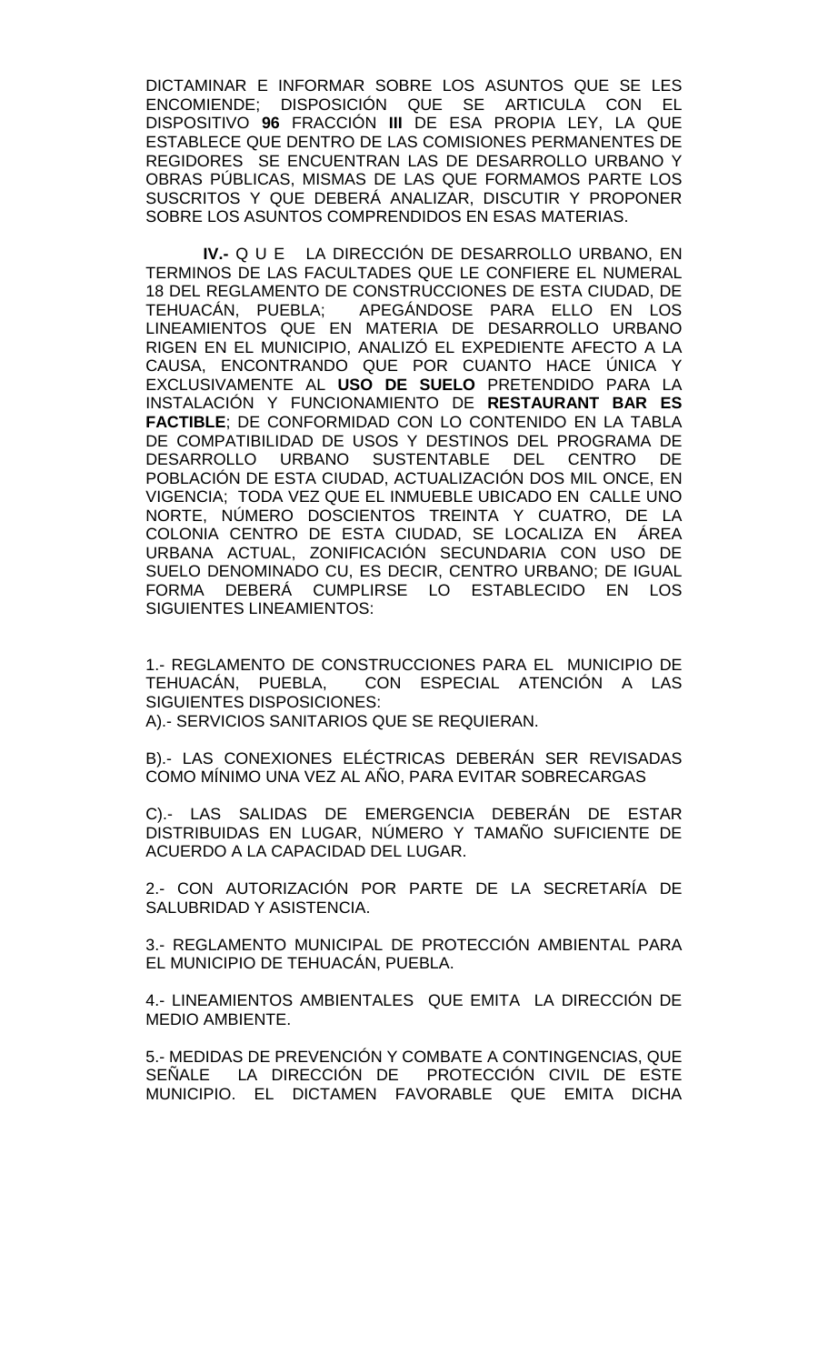DICTAMINAR E INFORMAR SOBRE LOS ASUNTOS QUE SE LES ENCOMIENDE; DISPOSICIÓN QUE SE ARTICULA CON EL DISPOSITIVO **96** FRACCIÓN **III** DE ESA PROPIA LEY, LA QUE ESTABLECE QUE DENTRO DE LAS COMISIONES PERMANENTES DE REGIDORES SE ENCUENTRAN LAS DE DESARROLLO URBANO Y OBRAS PÚBLICAS, MISMAS DE LAS QUE FORMAMOS PARTE LOS SUSCRITOS Y QUE DEBERÁ ANALIZAR, DISCUTIR Y PROPONER SOBRE LOS ASUNTOS COMPRENDIDOS EN ESAS MATERIAS.

**IV.-** Q U E LA DIRECCIÓN DE DESARROLLO URBANO, EN TERMINOS DE LAS FACULTADES QUE LE CONFIERE EL NUMERAL 18 DEL REGLAMENTO DE CONSTRUCCIONES DE ESTA CIUDAD, DE TEHUACÁN, PUEBLA; APEGÁNDOSE PARA ELLO EN LOS LINEAMIENTOS QUE EN MATERIA DE DESARROLLO URBANO RIGEN EN EL MUNICIPIO, ANALIZÓ EL EXPEDIENTE AFECTO A LA CAUSA, ENCONTRANDO QUE POR CUANTO HACE ÚNICA Y EXCLUSIVAMENTE AL **USO DE SUELO** PRETENDIDO PARA LA INSTALACIÓN Y FUNCIONAMIENTO DE **RESTAURANT BAR ES FACTIBLE**; DE CONFORMIDAD CON LO CONTENIDO EN LA TABLA DE COMPATIBILIDAD DE USOS Y DESTINOS DEL PROGRAMA DE DESARROLLO URBANO SUSTENTABLE DEL CENTRO DE POBLACIÓN DE ESTA CIUDAD, ACTUALIZACIÓN DOS MIL ONCE, EN VIGENCIA; TODA VEZ QUE EL INMUEBLE UBICADO EN CALLE UNO NORTE, NÚMERO DOSCIENTOS TREINTA Y CUATRO, DE LA COLONIA CENTRO DE ESTA CIUDAD, SE LOCALIZA EN ÁREA URBANA ACTUAL, ZONIFICACIÓN SECUNDARIA CON USO DE SUELO DENOMINADO CU, ES DECIR, CENTRO URBANO; DE IGUAL FORMA DEBERÁ CUMPLIRSE LO ESTABLECIDO EN LOS SIGUIENTES LINEAMIENTOS:

1.- REGLAMENTO DE CONSTRUCCIONES PARA EL MUNICIPIO DE TEHUACÁN, PUEBLA, CON ESPECIAL ATENCIÓN A LAS SIGUIENTES DISPOSICIONES:
A).- SERVICIOS SANITARIOS QUE SE REQUIERAN.

B).- LAS CONEXIONES ELÉCTRICAS DEBERÁN SER REVISADAS COMO MÍNIMO UNA VEZ AL AÑO, PARA EVITAR SOBRECARGAS

C).- LAS SALIDAS DE EMERGENCIA DEBERÁN DE ESTAR DISTRIBUIDAS EN LUGAR, NÚMERO Y TAMAÑO SUFICIENTE DE ACUERDO A LA CAPACIDAD DEL LUGAR.

2.- CON AUTORIZACIÓN POR PARTE DE LA SECRETARÍA DE SALUBRIDAD Y ASISTENCIA.

3.- REGLAMENTO MUNICIPAL DE PROTECCIÓN AMBIENTAL PARA EL MUNICIPIO DE TEHUACÁN, PUEBLA.

4.- LINEAMIENTOS AMBIENTALES QUE EMITA LA DIRECCIÓN DE MEDIO AMBIENTE.

5.- MEDIDAS DE PREVENCIÓN Y COMBATE A CONTINGENCIAS, QUE SEÑALE LA DIRECCIÓN DE PROTECCIÓN CIVIL DE ESTE MUNICIPIO. EL DICTAMEN FAVORABLE QUE EMITA DICHA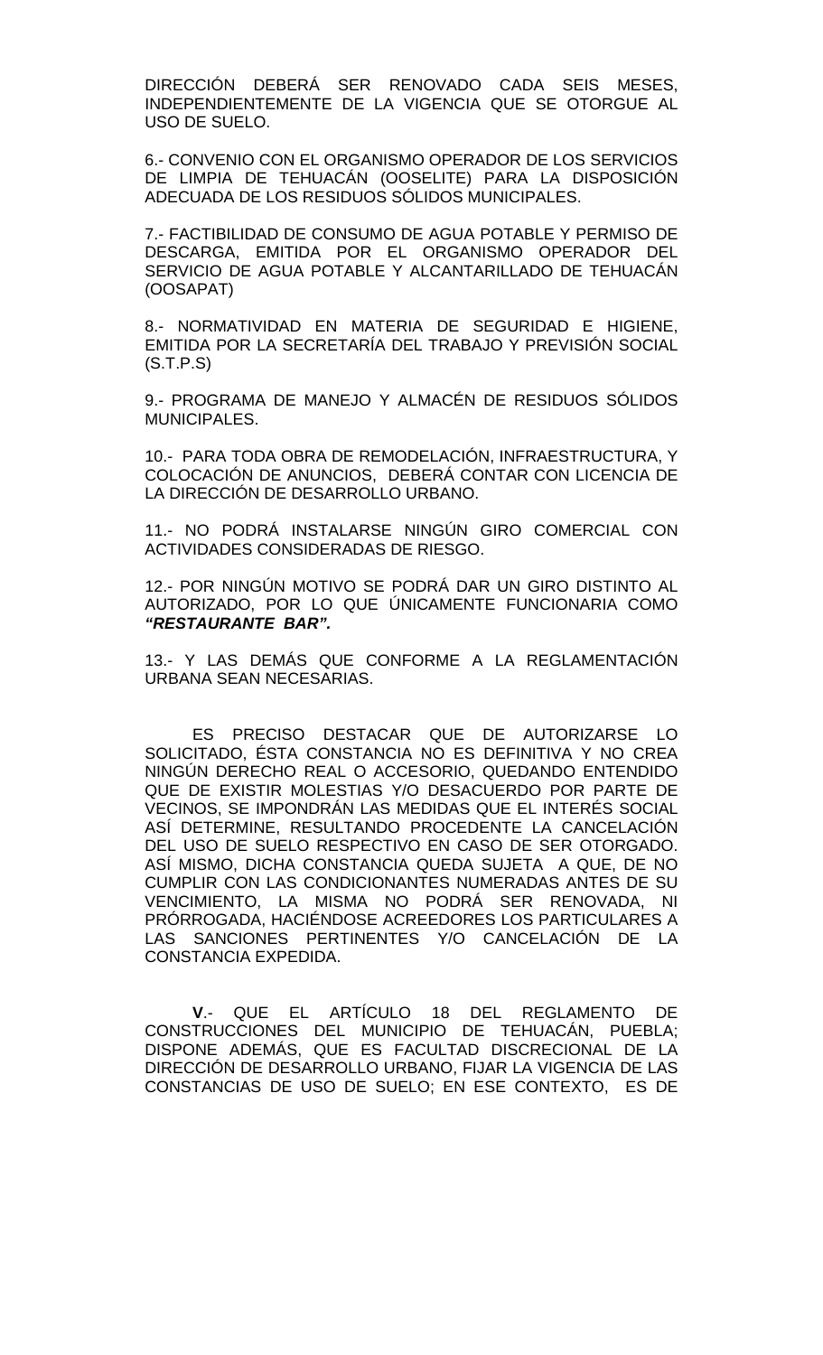DIRECCIÓN DEBERÁ SER RENOVADO CADA SEIS MESES, INDEPENDIENTEMENTE DE LA VIGENCIA QUE SE OTORGUE AL USO DE SUELO.

6.- CONVENIO CON EL ORGANISMO OPERADOR DE LOS SERVICIOS DE LIMPIA DE TEHUACÁN (OOSELITE) PARA LA DISPOSICIÓN ADECUADA DE LOS RESIDUOS SÓLIDOS MUNICIPALES.

7.- FACTIBILIDAD DE CONSUMO DE AGUA POTABLE Y PERMISO DE DESCARGA, EMITIDA POR EL ORGANISMO OPERADOR DEL SERVICIO DE AGUA POTABLE Y ALCANTARILLADO DE TEHUACÁN (OOSAPAT)

8.- NORMATIVIDAD EN MATERIA DE SEGURIDAD E HIGIENE, EMITIDA POR LA SECRETARÍA DEL TRABAJO Y PREVISIÓN SOCIAL (S.T.P.S)

9.- PROGRAMA DE MANEJO Y ALMACÉN DE RESIDUOS SÓLIDOS MUNICIPALES.

10.- PARA TODA OBRA DE REMODELACIÓN, INFRAESTRUCTURA, Y COLOCACIÓN DE ANUNCIOS, DEBERÁ CONTAR CON LICENCIA DE LA DIRECCIÓN DE DESARROLLO URBANO.

11.- NO PODRÁ INSTALARSE NINGÚN GIRO COMERCIAL CON ACTIVIDADES CONSIDERADAS DE RIESGO.

12.- POR NINGÚN MOTIVO SE PODRÁ DAR UN GIRO DISTINTO AL AUTORIZADO, POR LO QUE ÚNICAMENTE FUNCIONARIA COMO ***"RESTAURANTE BAR".***

13.- Y LAS DEMÁS QUE CONFORME A LA REGLAMENTACIÓN URBANA SEAN NECESARIAS.

ES PRECISO DESTACAR QUE DE AUTORIZARSE LO SOLICITADO, ÉSTA CONSTANCIA NO ES DEFINITIVA Y NO CREA NINGÚN DERECHO REAL O ACCESORIO, QUEDANDO ENTENDIDO QUE DE EXISTIR MOLESTIAS Y/O DESACUERDO POR PARTE DE VECINOS, SE IMPONDRÁN LAS MEDIDAS QUE EL INTERÉS SOCIAL ASÍ DETERMINE, RESULTANDO PROCEDENTE LA CANCELACIÓN DEL USO DE SUELO RESPECTIVO EN CASO DE SER OTORGADO. ASÍ MISMO, DICHA CONSTANCIA QUEDA SUJETA A QUE, DE NO CUMPLIR CON LAS CONDICIONANTES NUMERADAS ANTES DE SU VENCIMIENTO, LA MISMA NO PODRÁ SER RENOVADA, NI PRÓRROGADA, HACIÉNDOSE ACREEDORES LOS PARTICULARES A LAS SANCIONES PERTINENTES Y/O CANCELACIÓN DE LA CONSTANCIA EXPEDIDA.

**V**.- QUE EL ARTÍCULO 18 DEL REGLAMENTO DE CONSTRUCCIONES DEL MUNICIPIO DE TEHUACÁN, PUEBLA; DISPONE ADEMÁS, QUE ES FACULTAD DISCRECIONAL DE LA DIRECCIÓN DE DESARROLLO URBANO, FIJAR LA VIGENCIA DE LAS CONSTANCIAS DE USO DE SUELO; EN ESE CONTEXTO, ES DE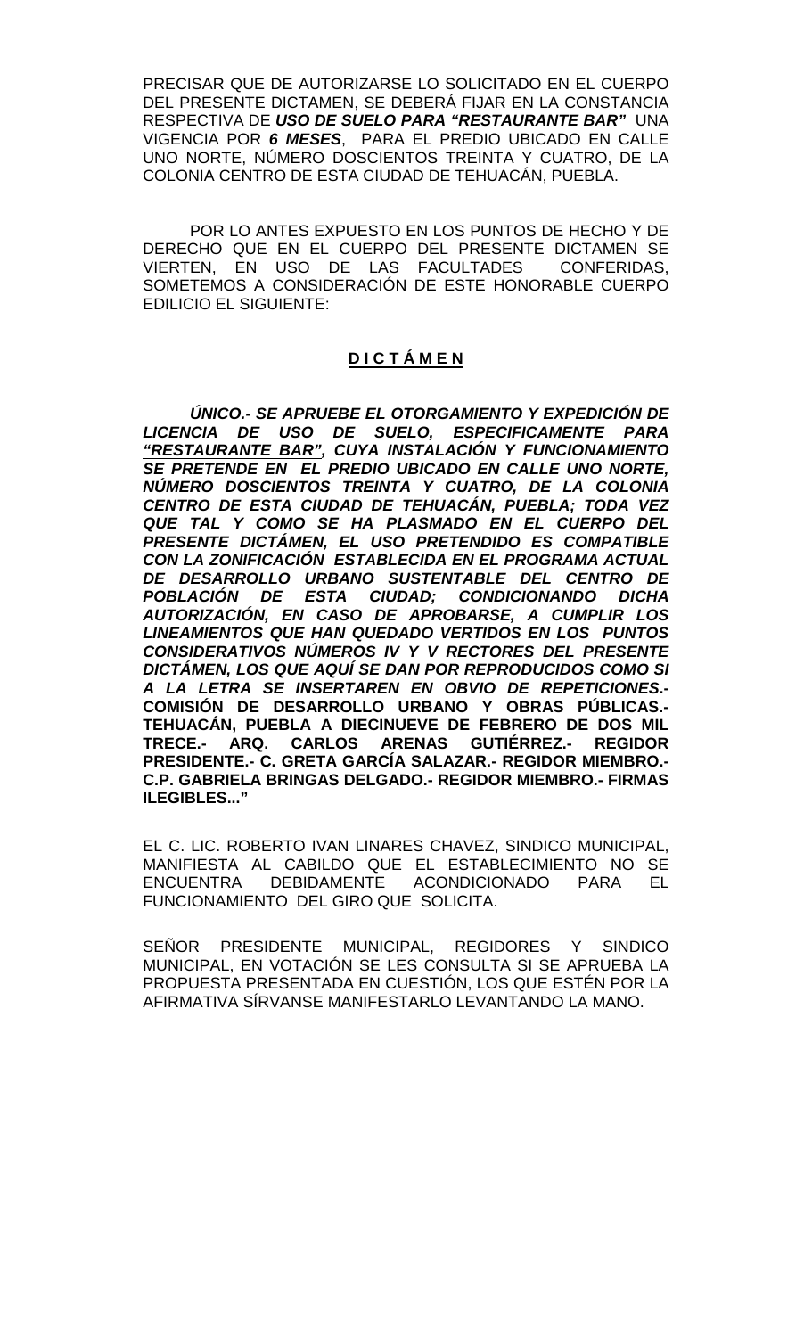PRECISAR QUE DE AUTORIZARSE LO SOLICITADO EN EL CUERPO DEL PRESENTE DICTAMEN, SE DEBERÁ FIJAR EN LA CONSTANCIA RESPECTIVA DE ***USO DE SUELO PARA "RESTAURANTE BAR"*** UNA VIGENCIA POR ***6 MESES***, PARA EL PREDIO UBICADO EN CALLE UNO NORTE, NÚMERO DOSCIENTOS TREINTA Y CUATRO, DE LA COLONIA CENTRO DE ESTA CIUDAD DE TEHUACÁN, PUEBLA.

POR LO ANTES EXPUESTO EN LOS PUNTOS DE HECHO Y DE DERECHO QUE EN EL CUERPO DEL PRESENTE DICTAMEN SE VIERTEN, EN USO DE LAS FACULTADES CONFERIDAS, SOMETEMOS A CONSIDERACIÓN DE ESTE HONORABLE CUERPO EDILICIO EL SIGUIENTE:

## **D I C T Á M E N**

***ÚNICO.- SE APRUEBE EL OTORGAMIENTO Y EXPEDICIÓN DE LICENCIA DE USO DE SUELO, ESPECIFICAMENTE PARA "RESTAURANTE BAR", CUYA INSTALACIÓN Y FUNCIONAMIENTO SE PRETENDE EN EL PREDIO UBICADO EN CALLE UNO NORTE, NÚMERO DOSCIENTOS TREINTA Y CUATRO, DE LA COLONIA CENTRO DE ESTA CIUDAD DE TEHUACÁN, PUEBLA; TODA VEZ QUE TAL Y COMO SE HA PLASMADO EN EL CUERPO DEL PRESENTE DICTÁMEN, EL USO PRETENDIDO ES COMPATIBLE CON LA ZONIFICACIÓN ESTABLECIDA EN EL PROGRAMA ACTUAL DE DESARROLLO URBANO SUSTENTABLE DEL CENTRO DE POBLACIÓN DE ESTA CIUDAD; CONDICIONANDO DICHA AUTORIZACIÓN, EN CASO DE APROBARSE, A CUMPLIR LOS LINEAMIENTOS QUE HAN QUEDADO VERTIDOS EN LOS PUNTOS CONSIDERATIVOS NÚMEROS IV Y V RECTORES DEL PRESENTE DICTÁMEN, LOS QUE AQUÍ SE DAN POR REPRODUCIDOS COMO SI A LA LETRA SE INSERTAREN EN OBVIO DE REPETICIONES.-*** **COMISIÓN DE DESARROLLO URBANO Y OBRAS PÚBLICAS.- TEHUACÁN, PUEBLA A DIECINUEVE DE FEBRERO DE DOS MIL TRECE.- ARQ. CARLOS ARENAS GUTIÉRREZ.- REGIDOR PRESIDENTE.- C. GRETA GARCÍA SALAZAR.- REGIDOR MIEMBRO.- C.P. GABRIELA BRINGAS DELGADO.- REGIDOR MIEMBRO.- FIRMAS ILEGIBLES..."**

EL C. LIC. ROBERTO IVAN LINARES CHAVEZ, SINDICO MUNICIPAL, MANIFIESTA AL CABILDO QUE EL ESTABLECIMIENTO NO SE ENCUENTRA DEBIDAMENTE ACONDICIONADO PARA EL FUNCIONAMIENTO DEL GIRO QUE SOLICITA.

SEÑOR PRESIDENTE MUNICIPAL, REGIDORES Y SINDICO MUNICIPAL, EN VOTACIÓN SE LES CONSULTA SI SE APRUEBA LA PROPUESTA PRESENTADA EN CUESTIÓN, LOS QUE ESTÉN POR LA AFIRMATIVA SÍRVANSE MANIFESTARLO LEVANTANDO LA MANO.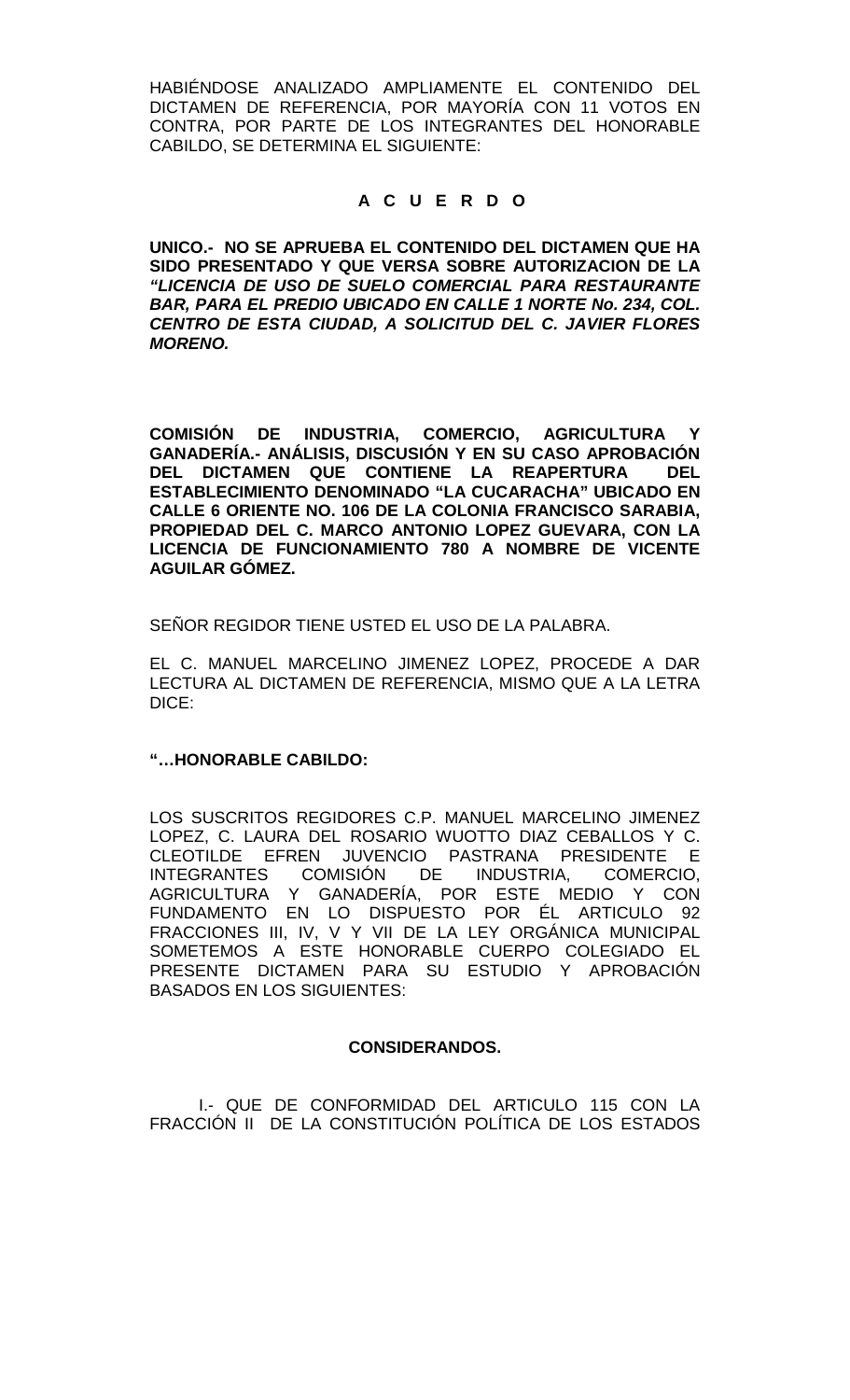HABIÉNDOSE ANALIZADO AMPLIAMENTE EL CONTENIDO DEL DICTAMEN DE REFERENCIA, POR MAYORÍA CON 11 VOTOS EN CONTRA, POR PARTE DE LOS INTEGRANTES DEL HONORABLE CABILDO, SE DETERMINA EL SIGUIENTE:

**A C U E R D O**

**UNICO.- NO SE APRUEBA EL CONTENIDO DEL DICTAMEN QUE HA SIDO PRESENTADO Y QUE VERSA SOBRE AUTORIZACION DE LA *"LICENCIA DE USO DE SUELO COMERCIAL PARA RESTAURANTE BAR, PARA EL PREDIO UBICADO EN CALLE 1 NORTE No. 234, COL. CENTRO DE ESTA CIUDAD, A SOLICITUD DEL C. JAVIER FLORES MORENO.***

**COMISIÓN DE INDUSTRIA, COMERCIO, AGRICULTURA Y GANADERÍA.- ANÁLISIS, DISCUSIÓN Y EN SU CASO APROBACIÓN DEL DICTAMEN QUE CONTIENE LA REAPERTURA DEL ESTABLECIMIENTO DENOMINADO "LA CUCARACHA" UBICADO EN CALLE 6 ORIENTE NO. 106 DE LA COLONIA FRANCISCO SARABIA, PROPIEDAD DEL C. MARCO ANTONIO LOPEZ GUEVARA, CON LA LICENCIA DE FUNCIONAMIENTO 780 A NOMBRE DE VICENTE AGUILAR GÓMEZ.**

SEÑOR REGIDOR TIENE USTED EL USO DE LA PALABRA.

EL C. MANUEL MARCELINO JIMENEZ LOPEZ, PROCEDE A DAR LECTURA AL DICTAMEN DE REFERENCIA, MISMO QUE A LA LETRA DICE:

**"…HONORABLE CABILDO:**

LOS SUSCRITOS REGIDORES C.P. MANUEL MARCELINO JIMENEZ LOPEZ, C. LAURA DEL ROSARIO WUOTTO DIAZ CEBALLOS Y C. CLEOTILDE EFREN JUVENCIO PASTRANA PRESIDENTE E INTEGRANTES COMISIÓN DE INDUSTRIA, COMERCIO, AGRICULTURA Y GANADERÍA, POR ESTE MEDIO Y CON FUNDAMENTO EN LO DISPUESTO POR ÉL ARTICULO 92 FRACCIONES III, IV, V Y VII DE LA LEY ORGÁNICA MUNICIPAL SOMETEMOS A ESTE HONORABLE CUERPO COLEGIADO EL PRESENTE DICTAMEN PARA SU ESTUDIO Y APROBACIÓN BASADOS EN LOS SIGUIENTES:

**CONSIDERANDOS.**

I.- QUE DE CONFORMIDAD DEL ARTICULO 115 CON LA FRACCIÓN II DE LA CONSTITUCIÓN POLÍTICA DE LOS ESTADOS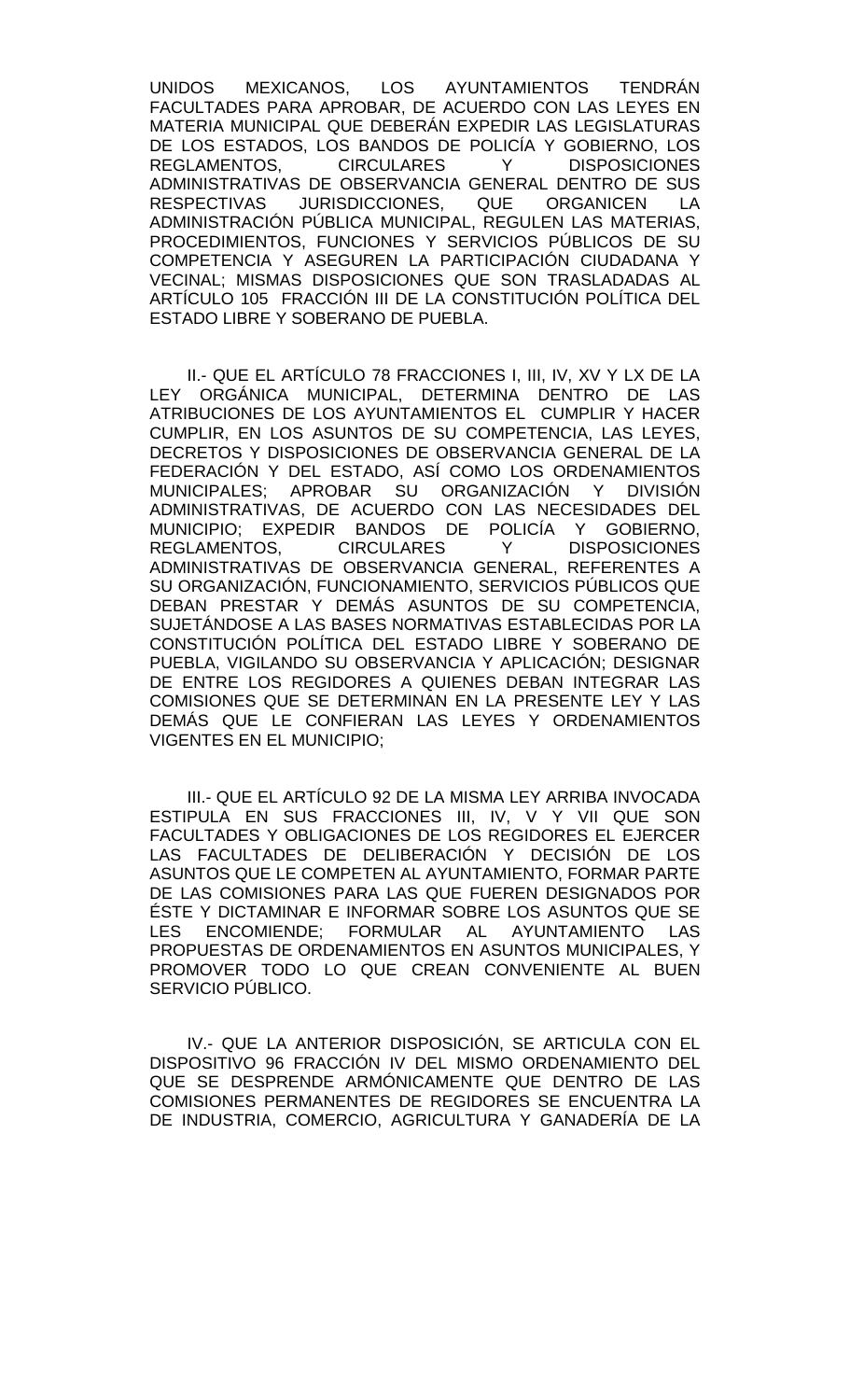UNIDOS MEXICANOS, LOS AYUNTAMIENTOS TENDRÁN FACULTADES PARA APROBAR, DE ACUERDO CON LAS LEYES EN MATERIA MUNICIPAL QUE DEBERÁN EXPEDIR LAS LEGISLATURAS DE LOS ESTADOS, LOS BANDOS DE POLICÍA Y GOBIERNO, LOS REGLAMENTOS, CIRCULARES Y DISPOSICIONES ADMINISTRATIVAS DE OBSERVANCIA GENERAL DENTRO DE SUS RESPECTIVAS JURISDICCIONES, QUE ORGANICEN LA ADMINISTRACIÓN PÚBLICA MUNICIPAL, REGULEN LAS MATERIAS, PROCEDIMIENTOS, FUNCIONES Y SERVICIOS PÚBLICOS DE SU COMPETENCIA Y ASEGUREN LA PARTICIPACIÓN CIUDADANA Y VECINAL; MISMAS DISPOSICIONES QUE SON TRASLADADAS AL ARTÍCULO 105 FRACCIÓN III DE LA CONSTITUCIÓN POLÍTICA DEL ESTADO LIBRE Y SOBERANO DE PUEBLA.

II.- QUE EL ARTÍCULO 78 FRACCIONES I, III, IV, XV Y LX DE LA LEY ORGÁNICA MUNICIPAL, DETERMINA DENTRO DE LAS ATRIBUCIONES DE LOS AYUNTAMIENTOS EL CUMPLIR Y HACER CUMPLIR, EN LOS ASUNTOS DE SU COMPETENCIA, LAS LEYES, DECRETOS Y DISPOSICIONES DE OBSERVANCIA GENERAL DE LA FEDERACIÓN Y DEL ESTADO, ASÍ COMO LOS ORDENAMIENTOS MUNICIPALES; APROBAR SU ORGANIZACIÓN Y DIVISIÓN ADMINISTRATIVAS, DE ACUERDO CON LAS NECESIDADES DEL MUNICIPIO; EXPEDIR BANDOS DE POLICÍA Y GOBIERNO, REGLAMENTOS, CIRCULARES Y DISPOSICIONES ADMINISTRATIVAS DE OBSERVANCIA GENERAL, REFERENTES A SU ORGANIZACIÓN, FUNCIONAMIENTO, SERVICIOS PÚBLICOS QUE DEBAN PRESTAR Y DEMÁS ASUNTOS DE SU COMPETENCIA, SUJETÁNDOSE A LAS BASES NORMATIVAS ESTABLECIDAS POR LA CONSTITUCIÓN POLÍTICA DEL ESTADO LIBRE Y SOBERANO DE PUEBLA, VIGILANDO SU OBSERVANCIA Y APLICACIÓN; DESIGNAR DE ENTRE LOS REGIDORES A QUIENES DEBAN INTEGRAR LAS COMISIONES QUE SE DETERMINAN EN LA PRESENTE LEY Y LAS DEMÁS QUE LE CONFIERAN LAS LEYES Y ORDENAMIENTOS VIGENTES EN EL MUNICIPIO;

III.- QUE EL ARTÍCULO 92 DE LA MISMA LEY ARRIBA INVOCADA ESTIPULA EN SUS FRACCIONES III, IV, V Y VII QUE SON FACULTADES Y OBLIGACIONES DE LOS REGIDORES EL EJERCER LAS FACULTADES DE DELIBERACIÓN Y DECISIÓN DE LOS ASUNTOS QUE LE COMPETEN AL AYUNTAMIENTO, FORMAR PARTE DE LAS COMISIONES PARA LAS QUE FUEREN DESIGNADOS POR ÉSTE Y DICTAMINAR E INFORMAR SOBRE LOS ASUNTOS QUE SE LES ENCOMIENDE; FORMULAR AL AYUNTAMIENTO LAS PROPUESTAS DE ORDENAMIENTOS EN ASUNTOS MUNICIPALES, Y PROMOVER TODO LO QUE CREAN CONVENIENTE AL BUEN SERVICIO PÚBLICO.

IV.- QUE LA ANTERIOR DISPOSICIÓN, SE ARTICULA CON EL DISPOSITIVO 96 FRACCIÓN IV DEL MISMO ORDENAMIENTO DEL QUE SE DESPRENDE ARMÓNICAMENTE QUE DENTRO DE LAS COMISIONES PERMANENTES DE REGIDORES SE ENCUENTRA LA DE INDUSTRIA, COMERCIO, AGRICULTURA Y GANADERÍA DE LA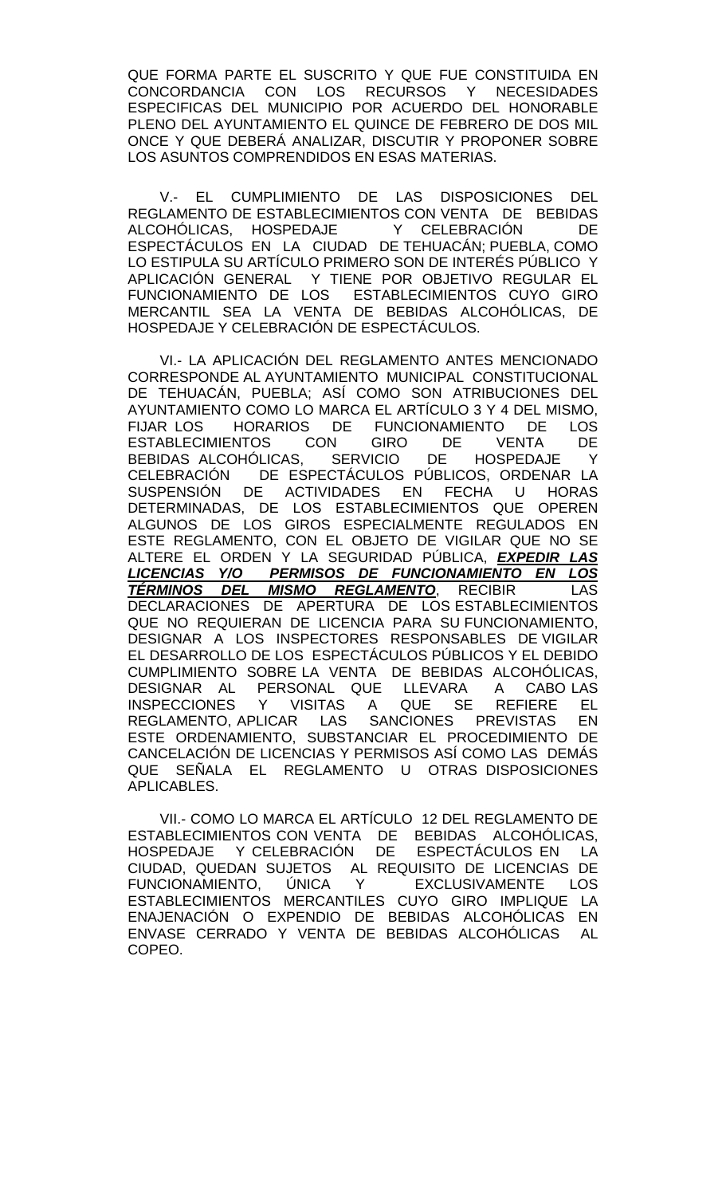QUE FORMA PARTE EL SUSCRITO Y QUE FUE CONSTITUIDA EN CONCORDANCIA CON LOS RECURSOS Y NECESIDADES ESPECIFICAS DEL MUNICIPIO POR ACUERDO DEL HONORABLE PLENO DEL AYUNTAMIENTO EL QUINCE DE FEBRERO DE DOS MIL ONCE Y QUE DEBERÁ ANALIZAR, DISCUTIR Y PROPONER SOBRE LOS ASUNTOS COMPRENDIDOS EN ESAS MATERIAS.

V.- EL CUMPLIMIENTO DE LAS DISPOSICIONES DEL REGLAMENTO DE ESTABLECIMIENTOS CON VENTA DE BEBIDAS ALCOHÓLICAS, HOSPEDAJE Y CELEBRACIÓN DE ESPECTÁCULOS EN LA CIUDAD DE TEHUACÁN; PUEBLA, COMO LO ESTIPULA SU ARTÍCULO PRIMERO SON DE INTERÉS PÚBLICO Y APLICACIÓN GENERAL Y TIENE POR OBJETIVO REGULAR EL FUNCIONAMIENTO DE LOS ESTABLECIMIENTOS CUYO GIRO MERCANTIL SEA LA VENTA DE BEBIDAS ALCOHÓLICAS, DE HOSPEDAJE Y CELEBRACIÓN DE ESPECTÁCULOS.

VI.- LA APLICACIÓN DEL REGLAMENTO ANTES MENCIONADO CORRESPONDE AL AYUNTAMIENTO MUNICIPAL CONSTITUCIONAL DE TEHUACÁN, PUEBLA; ASÍ COMO SON ATRIBUCIONES DEL AYUNTAMIENTO COMO LO MARCA EL ARTÍCULO 3 Y 4 DEL MISMO, FIJAR LOS HORARIOS DE FUNCIONAMIENTO DE LOS ESTABLECIMIENTOS CON GIRO DE VENTA DE BEBIDAS ALCOHÓLICAS, SERVICIO DE HOSPEDAJE Y CELEBRACIÓN DE ESPECTÁCULOS PÚBLICOS, ORDENAR LA SUSPENSIÓN DE ACTIVIDADES EN FECHA U HORAS DETERMINADAS, DE LOS ESTABLECIMIENTOS QUE OPEREN ALGUNOS DE LOS GIROS ESPECIALMENTE REGULADOS EN ESTE REGLAMENTO, CON EL OBJETO DE VIGILAR QUE NO SE ALTERE EL ORDEN Y LA SEGURIDAD PÚBLICA, ***EXPEDIR LAS LICENCIAS Y/O PERMISOS DE FUNCIONAMIENTO EN LOS TÉRMINOS DEL MISMO REGLAMENTO***, RECIBIR LAS DECLARACIONES DE APERTURA DE LOS ESTABLECIMIENTOS QUE NO REQUIERAN DE LICENCIA PARA SU FUNCIONAMIENTO, DESIGNAR A LOS INSPECTORES RESPONSABLES DE VIGILAR EL DESARROLLO DE LOS ESPECTÁCULOS PÚBLICOS Y EL DEBIDO CUMPLIMIENTO SOBRE LA VENTA DE BEBIDAS ALCOHÓLICAS, DESIGNAR AL PERSONAL QUE LLEVARA A CABO LAS INSPECCIONES Y VISITAS A QUE SE REFIERE EL REGLAMENTO, APLICAR LAS SANCIONES PREVISTAS EN ESTE ORDENAMIENTO, SUBSTANCIAR EL PROCEDIMIENTO DE CANCELACIÓN DE LICENCIAS Y PERMISOS ASÍ COMO LAS DEMÁS QUE SEÑALA EL REGLAMENTO U OTRAS DISPOSICIONES APLICABLES.

VII.- COMO LO MARCA EL ARTÍCULO 12 DEL REGLAMENTO DE ESTABLECIMIENTOS CON VENTA DE BEBIDAS ALCOHÓLICAS, HOSPEDAJE Y CELEBRACIÓN DE ESPECTÁCULOS EN LA CIUDAD, QUEDAN SUJETOS AL REQUISITO DE LICENCIAS DE FUNCIONAMIENTO, ÚNICA Y EXCLUSIVAMENTE LOS ESTABLECIMIENTOS MERCANTILES CUYO GIRO IMPLIQUE LA ENAJENACIÓN O EXPENDIO DE BEBIDAS ALCOHÓLICAS EN ENVASE CERRADO Y VENTA DE BEBIDAS ALCOHÓLICAS AL COPEO.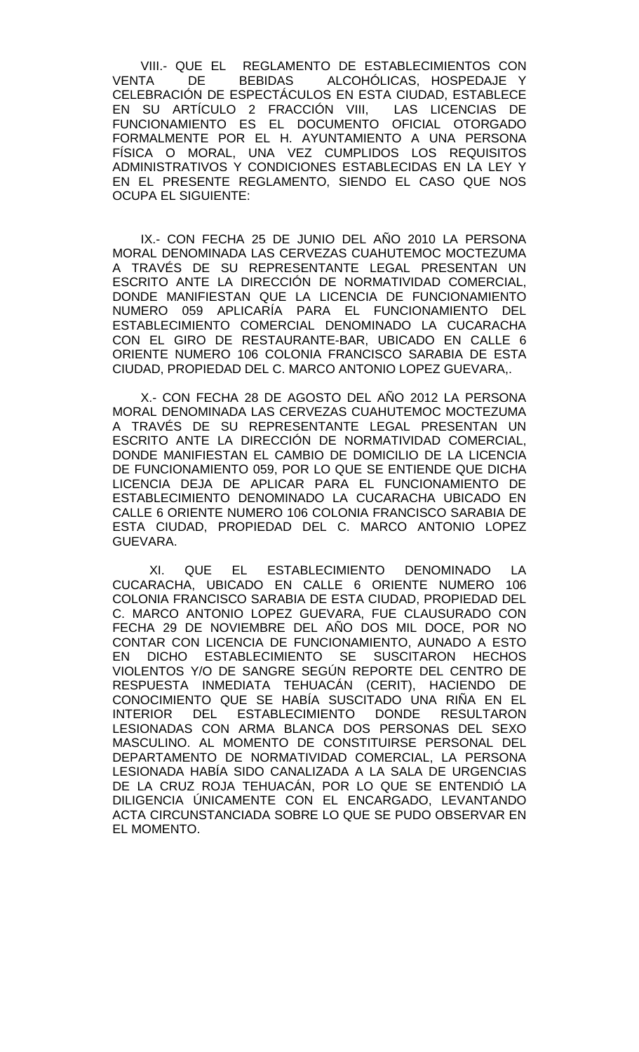VIII.- QUE EL REGLAMENTO DE ESTABLECIMIENTOS CON VENTA DE BEBIDAS ALCOHÓLICAS, HOSPEDAJE Y CELEBRACIÓN DE ESPECTÁCULOS EN ESTA CIUDAD, ESTABLECE EN SU ARTÍCULO 2 FRACCIÓN VIII, LAS LICENCIAS DE FUNCIONAMIENTO ES EL DOCUMENTO OFICIAL OTORGADO FORMALMENTE POR EL H. AYUNTAMIENTO A UNA PERSONA FÍSICA O MORAL, UNA VEZ CUMPLIDOS LOS REQUISITOS ADMINISTRATIVOS Y CONDICIONES ESTABLECIDAS EN LA LEY Y EN EL PRESENTE REGLAMENTO, SIENDO EL CASO QUE NOS OCUPA EL SIGUIENTE:

IX.- CON FECHA 25 DE JUNIO DEL AÑO 2010 LA PERSONA MORAL DENOMINADA LAS CERVEZAS CUAHUTEMOC MOCTEZUMA A TRAVÉS DE SU REPRESENTANTE LEGAL PRESENTAN UN ESCRITO ANTE LA DIRECCIÓN DE NORMATIVIDAD COMERCIAL, DONDE MANIFIESTAN QUE LA LICENCIA DE FUNCIONAMIENTO NUMERO 059 APLICARÍA PARA EL FUNCIONAMIENTO DEL ESTABLECIMIENTO COMERCIAL DENOMINADO LA CUCARACHA CON EL GIRO DE RESTAURANTE-BAR, UBICADO EN CALLE 6 ORIENTE NUMERO 106 COLONIA FRANCISCO SARABIA DE ESTA CIUDAD, PROPIEDAD DEL C. MARCO ANTONIO LOPEZ GUEVARA,.

X.- CON FECHA 28 DE AGOSTO DEL AÑO 2012 LA PERSONA MORAL DENOMINADA LAS CERVEZAS CUAHUTEMOC MOCTEZUMA A TRAVÉS DE SU REPRESENTANTE LEGAL PRESENTAN UN ESCRITO ANTE LA DIRECCIÓN DE NORMATIVIDAD COMERCIAL, DONDE MANIFIESTAN EL CAMBIO DE DOMICILIO DE LA LICENCIA DE FUNCIONAMIENTO 059, POR LO QUE SE ENTIENDE QUE DICHA LICENCIA DEJA DE APLICAR PARA EL FUNCIONAMIENTO DE ESTABLECIMIENTO DENOMINADO LA CUCARACHA UBICADO EN CALLE 6 ORIENTE NUMERO 106 COLONIA FRANCISCO SARABIA DE ESTA CIUDAD, PROPIEDAD DEL C. MARCO ANTONIO LOPEZ GUEVARA.

XI. QUE EL ESTABLECIMIENTO DENOMINADO LA CUCARACHA, UBICADO EN CALLE 6 ORIENTE NUMERO 106 COLONIA FRANCISCO SARABIA DE ESTA CIUDAD, PROPIEDAD DEL C. MARCO ANTONIO LOPEZ GUEVARA, FUE CLAUSURADO CON FECHA 29 DE NOVIEMBRE DEL AÑO DOS MIL DOCE, POR NO CONTAR CON LICENCIA DE FUNCIONAMIENTO, AUNADO A ESTO EN DICHO ESTABLECIMIENTO SE SUSCITARON HECHOS VIOLENTOS Y/O DE SANGRE SEGÚN REPORTE DEL CENTRO DE RESPUESTA INMEDIATA TEHUACÁN (CERIT), HACIENDO DE CONOCIMIENTO QUE SE HABÍA SUSCITADO UNA RIÑA EN EL INTERIOR DEL ESTABLECIMIENTO DONDE RESULTARON LESIONADAS CON ARMA BLANCA DOS PERSONAS DEL SEXO MASCULINO. AL MOMENTO DE CONSTITUIRSE PERSONAL DEL DEPARTAMENTO DE NORMATIVIDAD COMERCIAL, LA PERSONA LESIONADA HABÍA SIDO CANALIZADA A LA SALA DE URGENCIAS DE LA CRUZ ROJA TEHUACÁN, POR LO QUE SE ENTENDIÓ LA DILIGENCIA ÚNICAMENTE CON EL ENCARGADO, LEVANTANDO ACTA CIRCUNSTANCIADA SOBRE LO QUE SE PUDO OBSERVAR EN EL MOMENTO.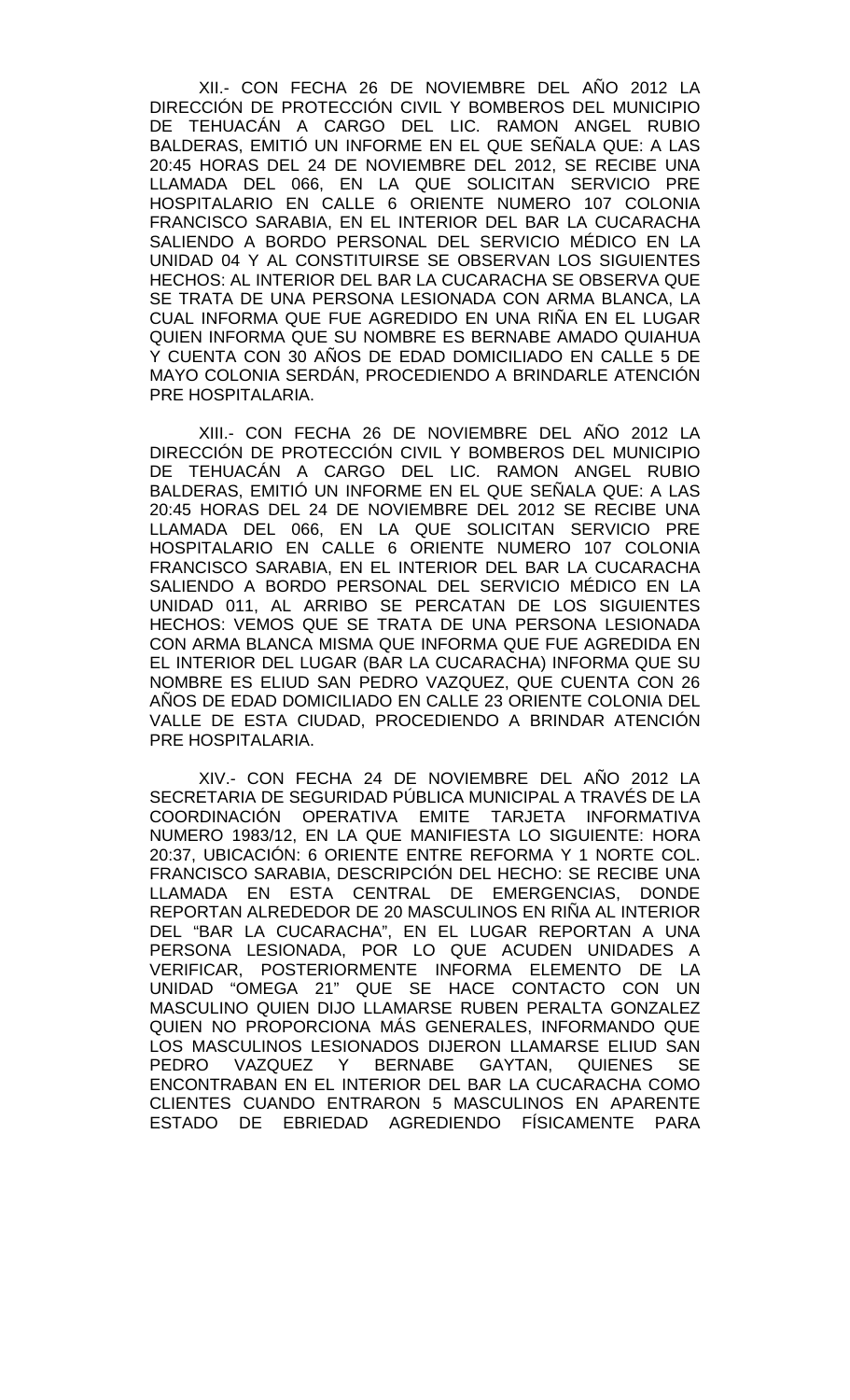XII.- CON FECHA 26 DE NOVIEMBRE DEL AÑO 2012 LA DIRECCIÓN DE PROTECCIÓN CIVIL Y BOMBEROS DEL MUNICIPIO DE TEHUACÁN A CARGO DEL LIC. RAMON ANGEL RUBIO BALDERAS, EMITIÓ UN INFORME EN EL QUE SEÑALA QUE: A LAS 20:45 HORAS DEL 24 DE NOVIEMBRE DEL 2012, SE RECIBE UNA LLAMADA DEL 066, EN LA QUE SOLICITAN SERVICIO PRE HOSPITALARIO EN CALLE 6 ORIENTE NUMERO 107 COLONIA FRANCISCO SARABIA, EN EL INTERIOR DEL BAR LA CUCARACHA SALIENDO A BORDO PERSONAL DEL SERVICIO MÉDICO EN LA UNIDAD 04 Y AL CONSTITUIRSE SE OBSERVAN LOS SIGUIENTES HECHOS: AL INTERIOR DEL BAR LA CUCARACHA SE OBSERVA QUE SE TRATA DE UNA PERSONA LESIONADA CON ARMA BLANCA, LA CUAL INFORMA QUE FUE AGREDIDO EN UNA RIÑA EN EL LUGAR QUIEN INFORMA QUE SU NOMBRE ES BERNABE AMADO QUIAHUA Y CUENTA CON 30 AÑOS DE EDAD DOMICILIADO EN CALLE 5 DE MAYO COLONIA SERDÁN, PROCEDIENDO A BRINDARLE ATENCIÓN PRE HOSPITALARIA.

XIII.- CON FECHA 26 DE NOVIEMBRE DEL AÑO 2012 LA DIRECCIÓN DE PROTECCIÓN CIVIL Y BOMBEROS DEL MUNICIPIO DE TEHUACÁN A CARGO DEL LIC. RAMON ANGEL RUBIO BALDERAS, EMITIÓ UN INFORME EN EL QUE SEÑALA QUE: A LAS 20:45 HORAS DEL 24 DE NOVIEMBRE DEL 2012 SE RECIBE UNA LLAMADA DEL 066, EN LA QUE SOLICITAN SERVICIO PRE HOSPITALARIO EN CALLE 6 ORIENTE NUMERO 107 COLONIA FRANCISCO SARABIA, EN EL INTERIOR DEL BAR LA CUCARACHA SALIENDO A BORDO PERSONAL DEL SERVICIO MÉDICO EN LA UNIDAD 011, AL ARRIBO SE PERCATAN DE LOS SIGUIENTES HECHOS: VEMOS QUE SE TRATA DE UNA PERSONA LESIONADA CON ARMA BLANCA MISMA QUE INFORMA QUE FUE AGREDIDA EN EL INTERIOR DEL LUGAR (BAR LA CUCARACHA) INFORMA QUE SU NOMBRE ES ELIUD SAN PEDRO VAZQUEZ, QUE CUENTA CON 26 AÑOS DE EDAD DOMICILIADO EN CALLE 23 ORIENTE COLONIA DEL VALLE DE ESTA CIUDAD, PROCEDIENDO A BRINDAR ATENCIÓN PRE HOSPITALARIA.

XIV.- CON FECHA 24 DE NOVIEMBRE DEL AÑO 2012 LA SECRETARIA DE SEGURIDAD PÚBLICA MUNICIPAL A TRAVÉS DE LA COORDINACIÓN OPERATIVA EMITE TARJETA INFORMATIVA NUMERO 1983/12, EN LA QUE MANIFIESTA LO SIGUIENTE: HORA 20:37, UBICACIÓN: 6 ORIENTE ENTRE REFORMA Y 1 NORTE COL. FRANCISCO SARABIA, DESCRIPCIÓN DEL HECHO: SE RECIBE UNA LLAMADA EN ESTA CENTRAL DE EMERGENCIAS, DONDE REPORTAN ALREDEDOR DE 20 MASCULINOS EN RIÑA AL INTERIOR DEL "BAR LA CUCARACHA", EN EL LUGAR REPORTAN A UNA PERSONA LESIONADA, POR LO QUE ACUDEN UNIDADES A VERIFICAR, POSTERIORMENTE INFORMA ELEMENTO DE LA UNIDAD "OMEGA 21" QUE SE HACE CONTACTO CON UN MASCULINO QUIEN DIJO LLAMARSE RUBEN PERALTA GONZALEZ QUIEN NO PROPORCIONA MÁS GENERALES, INFORMANDO QUE LOS MASCULINOS LESIONADOS DIJERON LLAMARSE ELIUD SAN PEDRO VAZQUEZ Y BERNABE GAYTAN, QUIENES SE ENCONTRABAN EN EL INTERIOR DEL BAR LA CUCARACHA COMO CLIENTES CUANDO ENTRARON 5 MASCULINOS EN APARENTE ESTADO DE EBRIEDAD AGREDIENDO FÍSICAMENTE PARA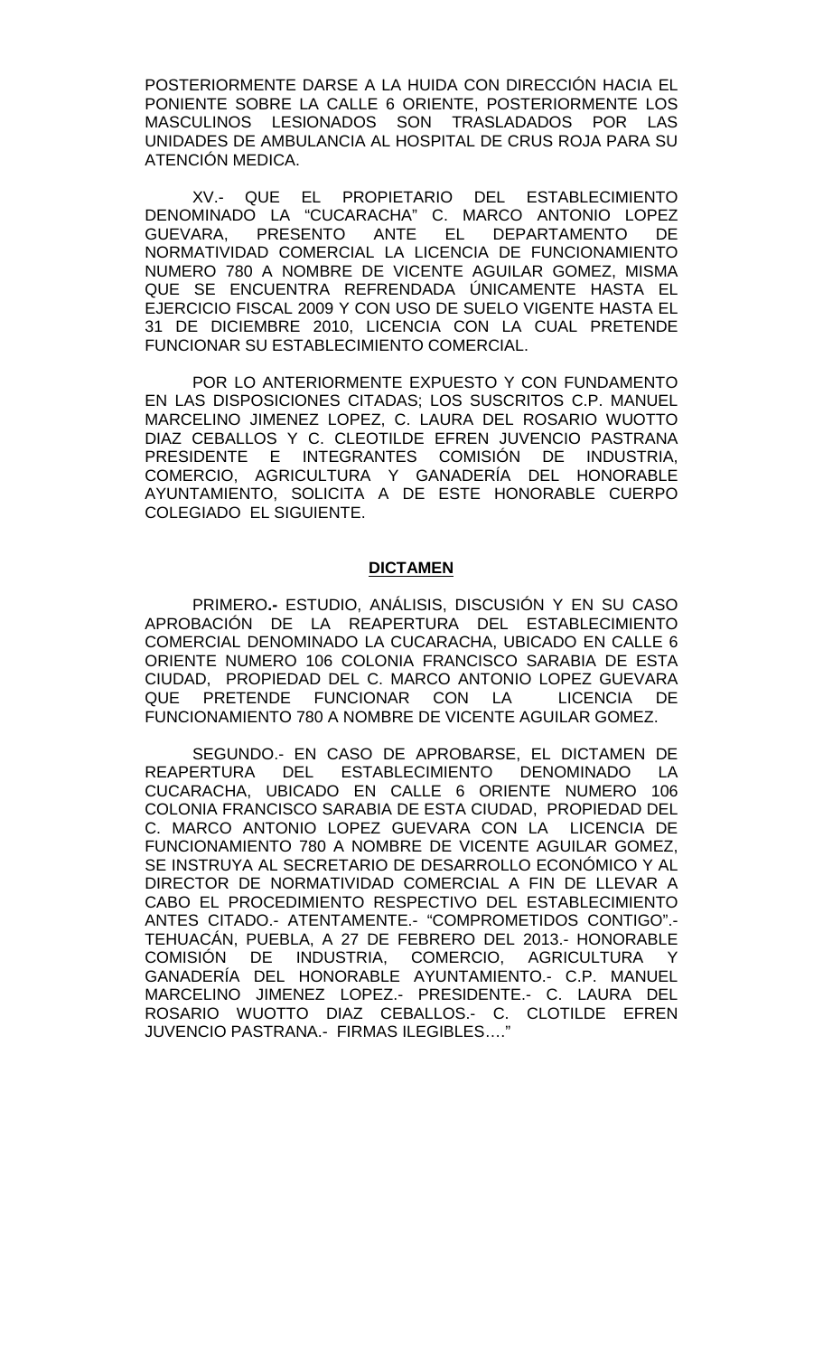POSTERIORMENTE DARSE A LA HUIDA CON DIRECCIÓN HACIA EL PONIENTE SOBRE LA CALLE 6 ORIENTE, POSTERIORMENTE LOS MASCULINOS LESIONADOS SON TRASLADADOS POR LAS UNIDADES DE AMBULANCIA AL HOSPITAL DE CRUS ROJA PARA SU ATENCIÓN MEDICA.

XV.- QUE EL PROPIETARIO DEL ESTABLECIMIENTO DENOMINADO LA "CUCARACHA" C. MARCO ANTONIO LOPEZ GUEVARA, PRESENTO ANTE EL DEPARTAMENTO DE NORMATIVIDAD COMERCIAL LA LICENCIA DE FUNCIONAMIENTO NUMERO 780 A NOMBRE DE VICENTE AGUILAR GOMEZ, MISMA QUE SE ENCUENTRA REFRENDADA ÚNICAMENTE HASTA EL EJERCICIO FISCAL 2009 Y CON USO DE SUELO VIGENTE HASTA EL 31 DE DICIEMBRE 2010, LICENCIA CON LA CUAL PRETENDE FUNCIONAR SU ESTABLECIMIENTO COMERCIAL.

POR LO ANTERIORMENTE EXPUESTO Y CON FUNDAMENTO EN LAS DISPOSICIONES CITADAS; LOS SUSCRITOS C.P. MANUEL MARCELINO JIMENEZ LOPEZ, C. LAURA DEL ROSARIO WUOTTO DIAZ CEBALLOS Y C. CLEOTILDE EFREN JUVENCIO PASTRANA PRESIDENTE E INTEGRANTES COMISIÓN DE INDUSTRIA, COMERCIO, AGRICULTURA Y GANADERÍA DEL HONORABLE AYUNTAMIENTO, SOLICITA A DE ESTE HONORABLE CUERPO COLEGIADO EL SIGUIENTE.

## DICTAMEN

PRIMERO**.-** ESTUDIO, ANÁLISIS, DISCUSIÓN Y EN SU CASO APROBACIÓN DE LA REAPERTURA DEL ESTABLECIMIENTO COMERCIAL DENOMINADO LA CUCARACHA, UBICADO EN CALLE 6 ORIENTE NUMERO 106 COLONIA FRANCISCO SARABIA DE ESTA CIUDAD, PROPIEDAD DEL C. MARCO ANTONIO LOPEZ GUEVARA QUE PRETENDE FUNCIONAR CON LA LICENCIA DE FUNCIONAMIENTO 780 A NOMBRE DE VICENTE AGUILAR GOMEZ.

SEGUNDO.- EN CASO DE APROBARSE, EL DICTAMEN DE REAPERTURA DEL ESTABLECIMIENTO DENOMINADO LA CUCARACHA, UBICADO EN CALLE 6 ORIENTE NUMERO 106 COLONIA FRANCISCO SARABIA DE ESTA CIUDAD, PROPIEDAD DEL C. MARCO ANTONIO LOPEZ GUEVARA CON LA LICENCIA DE FUNCIONAMIENTO 780 A NOMBRE DE VICENTE AGUILAR GOMEZ, SE INSTRUYA AL SECRETARIO DE DESARROLLO ECONÓMICO Y AL DIRECTOR DE NORMATIVIDAD COMERCIAL A FIN DE LLEVAR A CABO EL PROCEDIMIENTO RESPECTIVO DEL ESTABLECIMIENTO ANTES CITADO.- ATENTAMENTE.- "COMPROMETIDOS CONTIGO".- TEHUACÁN, PUEBLA, A 27 DE FEBRERO DEL 2013.- HONORABLE COMISIÓN DE INDUSTRIA, COMERCIO, AGRICULTURA Y GANADERÍA DEL HONORABLE AYUNTAMIENTO.- C.P. MANUEL MARCELINO JIMENEZ LOPEZ.- PRESIDENTE.- C. LAURA DEL ROSARIO WUOTTO DIAZ CEBALLOS.- C. CLOTILDE EFREN JUVENCIO PASTRANA.- FIRMAS ILEGIBLES…."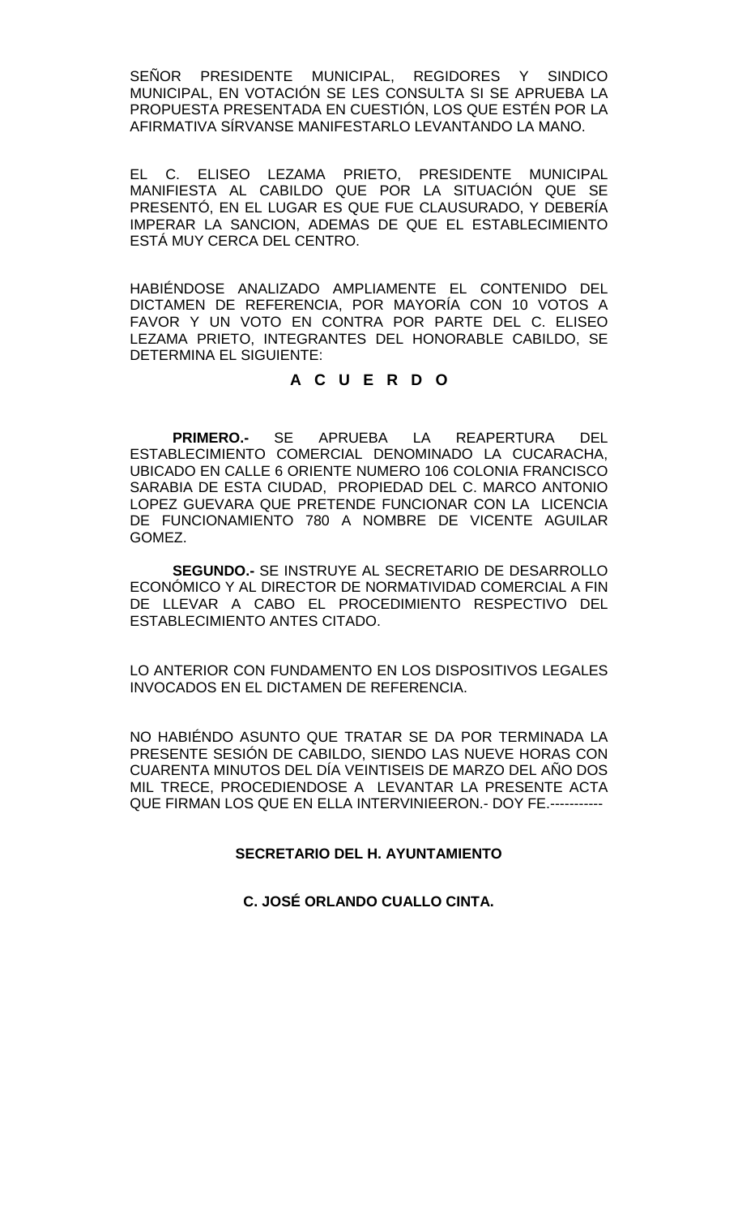SEÑOR PRESIDENTE MUNICIPAL, REGIDORES Y SINDICO MUNICIPAL, EN VOTACIÓN SE LES CONSULTA SI SE APRUEBA LA PROPUESTA PRESENTADA EN CUESTIÓN, LOS QUE ESTÉN POR LA AFIRMATIVA SÍRVANSE MANIFESTARLO LEVANTANDO LA MANO.

EL C. ELISEO LEZAMA PRIETO, PRESIDENTE MUNICIPAL MANIFIESTA AL CABILDO QUE POR LA SITUACIÓN QUE SE PRESENTÓ, EN EL LUGAR ES QUE FUE CLAUSURADO, Y DEBERÍA IMPERAR LA SANCION, ADEMAS DE QUE EL ESTABLECIMIENTO ESTÁ MUY CERCA DEL CENTRO.

HABIÉNDOSE ANALIZADO AMPLIAMENTE EL CONTENIDO DEL DICTAMEN DE REFERENCIA, POR MAYORÍA CON 10 VOTOS A FAVOR Y UN VOTO EN CONTRA POR PARTE DEL C. ELISEO LEZAMA PRIETO, INTEGRANTES DEL HONORABLE CABILDO, SE DETERMINA EL SIGUIENTE:

**A C U E R D O**

**PRIMERO.-** SE APRUEBA LA REAPERTURA DEL ESTABLECIMIENTO COMERCIAL DENOMINADO LA CUCARACHA, UBICADO EN CALLE 6 ORIENTE NUMERO 106 COLONIA FRANCISCO SARABIA DE ESTA CIUDAD, PROPIEDAD DEL C. MARCO ANTONIO LOPEZ GUEVARA QUE PRETENDE FUNCIONAR CON LA LICENCIA DE FUNCIONAMIENTO 780 A NOMBRE DE VICENTE AGUILAR GOMEZ.

**SEGUNDO.-** SE INSTRUYE AL SECRETARIO DE DESARROLLO ECONÓMICO Y AL DIRECTOR DE NORMATIVIDAD COMERCIAL A FIN DE LLEVAR A CABO EL PROCEDIMIENTO RESPECTIVO DEL ESTABLECIMIENTO ANTES CITADO.

LO ANTERIOR CON FUNDAMENTO EN LOS DISPOSITIVOS LEGALES INVOCADOS EN EL DICTAMEN DE REFERENCIA.

NO HABIÉNDO ASUNTO QUE TRATAR SE DA POR TERMINADA LA PRESENTE SESIÓN DE CABILDO, SIENDO LAS NUEVE HORAS CON CUARENTA MINUTOS DEL DÍA VEINTISEIS DE MARZO DEL AÑO DOS MIL TRECE, PROCEDIENDOSE A LEVANTAR LA PRESENTE ACTA QUE FIRMAN LOS QUE EN ELLA INTERVINIEERON.- DOY FE.-----------

**SECRETARIO DEL H. AYUNTAMIENTO**

**C. JOSÉ ORLANDO CUALLO CINTA.**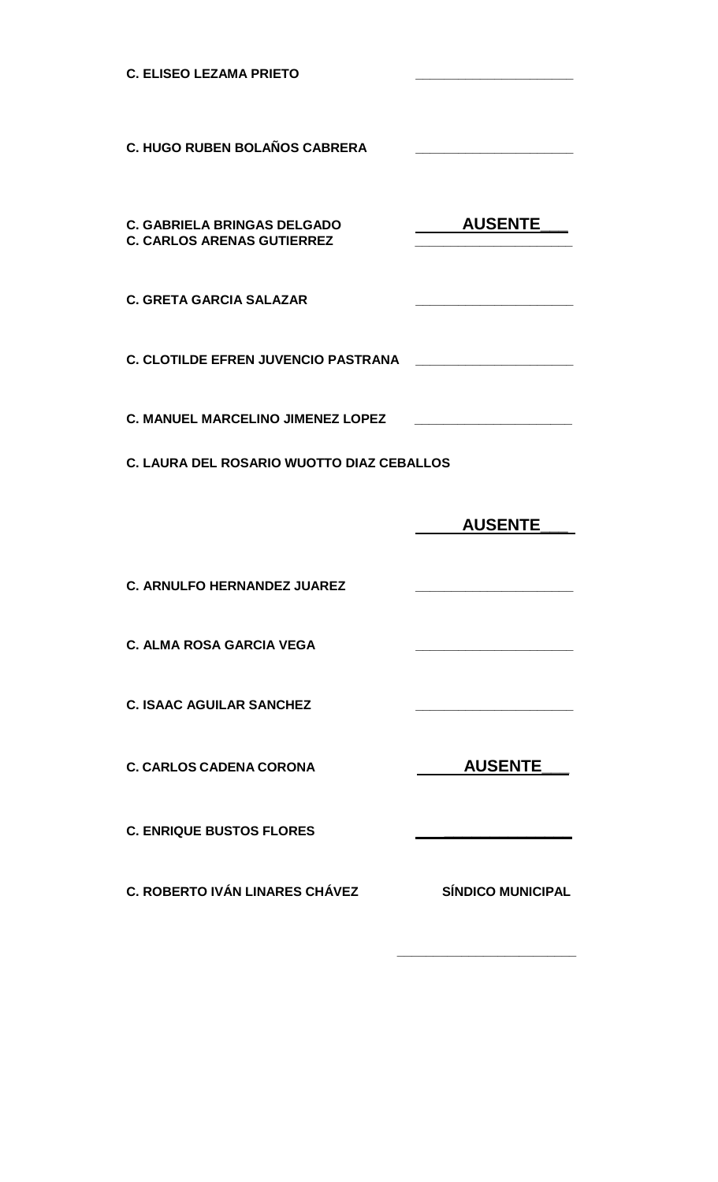**C. ELISEO LEZAMA PRIETO** _____________________

**C. HUGO RUBEN BOLAÑOS CABRERA** _____________________

**C. GABRIELA BRINGAS DELGADO** **AUSENTE**
**C. CARLOS ARENAS GUTIERREZ** _____________________

**C. GRETA GARCIA SALAZAR** _____________________

**C. CLOTILDE EFREN JUVENCIO PASTRANA** _____________________

**C. MANUEL MARCELINO JIMENEZ LOPEZ** _____________________

**C. LAURA DEL ROSARIO WUOTTO DIAZ CEBALLOS**

**AUSENTE**

**C. ARNULFO HERNANDEZ JUAREZ** _____________________

**C. ALMA ROSA GARCIA VEGA** _____________________

**C. ISAAC AGUILAR SANCHEZ** _____________________

**C. CARLOS CADENA CORONA** **AUSENTE**

**C. ENRIQUE BUSTOS FLORES** _____________________

**C. ROBERTO IVÁN LINARES CHÁVEZ** **SÍNDICO MUNICIPAL**

_____________________